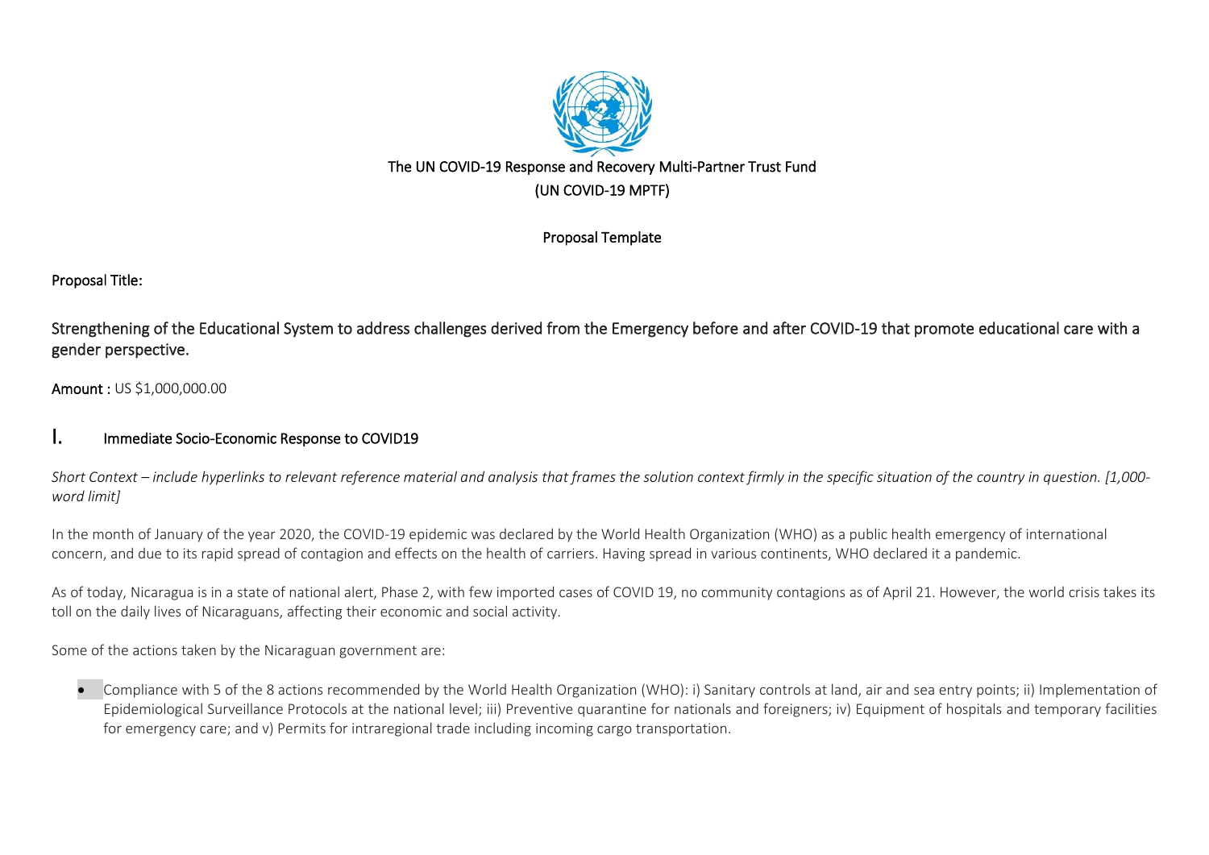The UN COVID-19 Response and Recovery Multi-Partner Trust Fund

(UN COVID-19 MPTF)

Proposal Template

Proposal Title:

Strengthening of the Educational System to address challenges derived from the Emergency before and after COVID-19 that promote educational care with a gender perspective.

**Amount :** US $1,000,000.00

## I. Immediate Socio-Economic Response to COVID19

*Short Context – include hyperlinks to relevant reference material and analysis that frames the solution context firmly in the specific situation of the country in question. [1,000-word limit]*

In the month of January of the year 2020, the COVID-19 epidemic was declared by the World Health Organization (WHO) as a public health emergency of international concern, and due to its rapid spread of contagion and effects on the health of carriers. Having spread in various continents, WHO declared it a pandemic.

As of today, Nicaragua is in a state of national alert, Phase 2, with few imported cases of COVID 19, no community contagions as of April 21. However, the world crisis takes its toll on the daily lives of Nicaraguans, affecting their economic and social activity.

Some of the actions taken by the Nicaraguan government are:

- Compliance with 5 of the 8 actions recommended by the World Health Organization (WHO): i) Sanitary controls at land, air and sea entry points; ii) Implementation of Epidemiological Surveillance Protocols at the national level; iii) Preventive quarantine for nationals and foreigners; iv) Equipment of hospitals and temporary facilities for emergency care; and v) Permits for intraregional trade including incoming cargo transportation.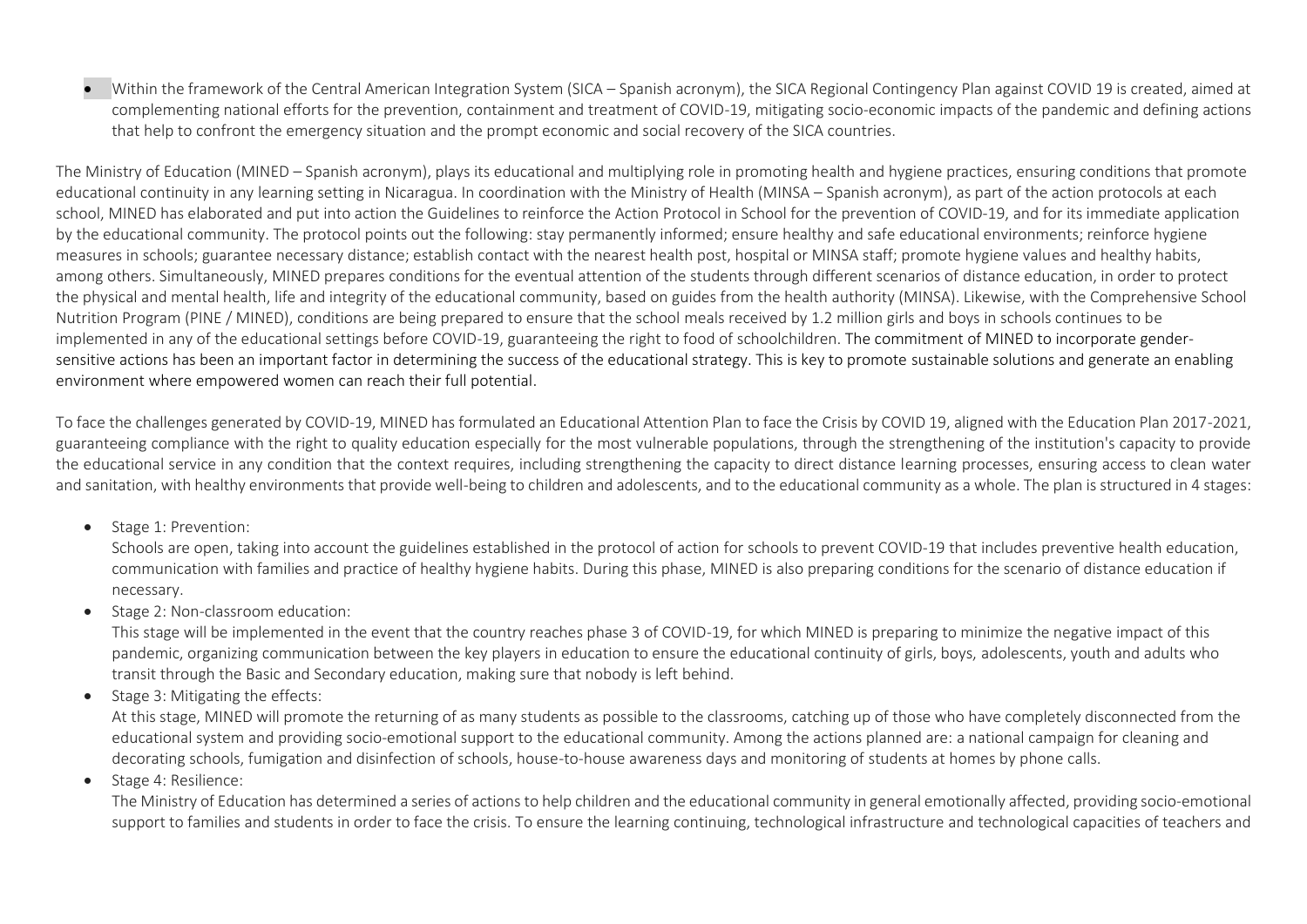- Within the framework of the Central American Integration System (SICA – Spanish acronym), the SICA Regional Contingency Plan against COVID 19 is created, aimed at complementing national efforts for the prevention, containment and treatment of COVID-19, mitigating socio-economic impacts of the pandemic and defining actions that help to confront the emergency situation and the prompt economic and social recovery of the SICA countries.

The Ministry of Education (MINED – Spanish acronym), plays its educational and multiplying role in promoting health and hygiene practices, ensuring conditions that promote educational continuity in any learning setting in Nicaragua. In coordination with the Ministry of Health (MINSA – Spanish acronym), as part of the action protocols at each school, MINED has elaborated and put into action the Guidelines to reinforce the Action Protocol in School for the prevention of COVID-19, and for its immediate application by the educational community. The protocol points out the following: stay permanently informed; ensure healthy and safe educational environments; reinforce hygiene measures in schools; guarantee necessary distance; establish contact with the nearest health post, hospital or MINSA staff; promote hygiene values and healthy habits, among others. Simultaneously, MINED prepares conditions for the eventual attention of the students through different scenarios of distance education, in order to protect the physical and mental health, life and integrity of the educational community, based on guides from the health authority (MINSA). Likewise, with the Comprehensive School Nutrition Program (PINE / MINED), conditions are being prepared to ensure that the school meals received by 1.2 million girls and boys in schools continues to be implemented in any of the educational settings before COVID-19, guaranteeing the right to food of schoolchildren. The commitment of MINED to incorporate gender-sensitive actions has been an important factor in determining the success of the educational strategy. This is key to promote sustainable solutions and generate an enabling environment where empowered women can reach their full potential.

To face the challenges generated by COVID-19, MINED has formulated an Educational Attention Plan to face the Crisis by COVID 19, aligned with the Education Plan 2017-2021, guaranteeing compliance with the right to quality education especially for the most vulnerable populations, through the strengthening of the institution's capacity to provide the educational service in any condition that the context requires, including strengthening the capacity to direct distance learning processes, ensuring access to clean water and sanitation, with healthy environments that provide well-being to children and adolescents, and to the educational community as a whole. The plan is structured in 4 stages:

- Stage 1: Prevention:
  Schools are open, taking into account the guidelines established in the protocol of action for schools to prevent COVID-19 that includes preventive health education, communication with families and practice of healthy hygiene habits. During this phase, MINED is also preparing conditions for the scenario of distance education if necessary.
- Stage 2: Non-classroom education:
  This stage will be implemented in the event that the country reaches phase 3 of COVID-19, for which MINED is preparing to minimize the negative impact of this pandemic, organizing communication between the key players in education to ensure the educational continuity of girls, boys, adolescents, youth and adults who transit through the Basic and Secondary education, making sure that nobody is left behind.
- Stage 3: Mitigating the effects:
  At this stage, MINED will promote the returning of as many students as possible to the classrooms, catching up of those who have completely disconnected from the educational system and providing socio-emotional support to the educational community. Among the actions planned are: a national campaign for cleaning and decorating schools, fumigation and disinfection of schools, house-to-house awareness days and monitoring of students at homes by phone calls.
- Stage 4: Resilience:
  The Ministry of Education has determined a series of actions to help children and the educational community in general emotionally affected, providing socio-emotional support to families and students in order to face the crisis. To ensure the learning continuing, technological infrastructure and technological capacities of teachers and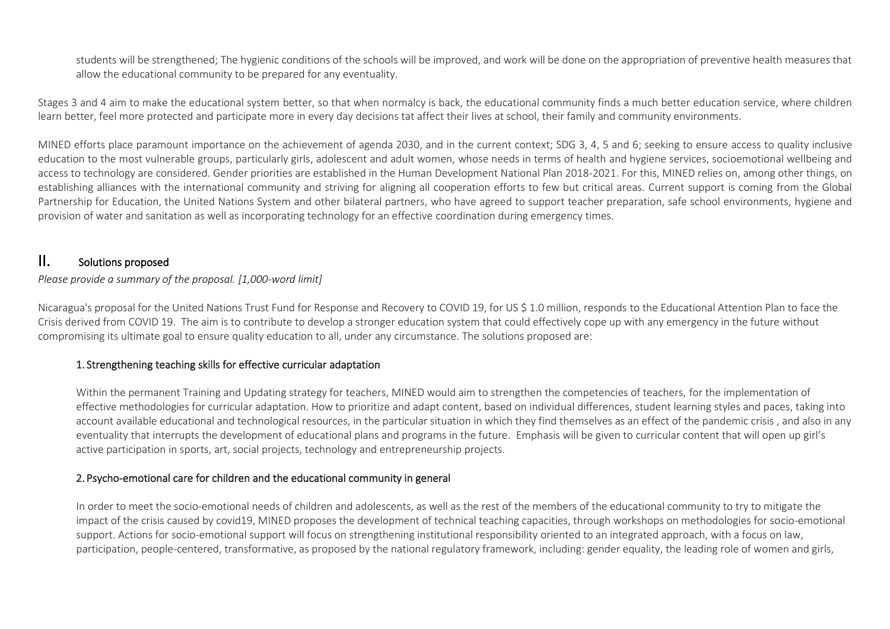students will be strengthened; The hygienic conditions of the schools will be improved, and work will be done on the appropriation of preventive health measures that allow the educational community to be prepared for any eventuality.

Stages 3 and 4 aim to make the educational system better, so that when normalcy is back, the educational community finds a much better education service, where children learn better, feel more protected and participate more in every day decisions tat affect their lives at school, their family and community environments.

MINED efforts place paramount importance on the achievement of agenda 2030, and in the current context; SDG 3, 4, 5 and 6; seeking to ensure access to quality inclusive education to the most vulnerable groups, particularly girls, adolescent and adult women, whose needs in terms of health and hygiene services, socioemotional wellbeing and access to technology are considered. Gender priorities are established in the Human Development National Plan 2018-2021. For this, MINED relies on, among other things, on establishing alliances with the international community and striving for aligning all cooperation efforts to few but critical areas. Current support is coming from the Global Partnership for Education, the United Nations System and other bilateral partners, who have agreed to support teacher preparation, safe school environments, hygiene and provision of water and sanitation as well as incorporating technology for an effective coordination during emergency times.

## II. Solutions proposed

*Please provide a summary of the proposal. [1,000-word limit]*

Nicaragua's proposal for the United Nations Trust Fund for Response and Recovery to COVID 19, for US $ 1.0 million, responds to the Educational Attention Plan to face the Crisis derived from COVID 19. The aim is to contribute to develop a stronger education system that could effectively cope up with any emergency in the future without compromising its ultimate goal to ensure quality education to all, under any circumstance. The solutions proposed are:

### 1. Strengthening teaching skills for effective curricular adaptation

Within the permanent Training and Updating strategy for teachers, MINED would aim to strengthen the competencies of teachers, for the implementation of effective methodologies for curricular adaptation. How to prioritize and adapt content, based on individual differences, student learning styles and paces, taking into account available educational and technological resources, in the particular situation in which they find themselves as an effect of the pandemic crisis , and also in any eventuality that interrupts the development of educational plans and programs in the future. Emphasis will be given to curricular content that will open up girl's active participation in sports, art, social projects, technology and entrepreneurship projects.

### 2. Psycho-emotional care for children and the educational community in general

In order to meet the socio-emotional needs of children and adolescents, as well as the rest of the members of the educational community to try to mitigate the impact of the crisis caused by covid19, MINED proposes the development of technical teaching capacities, through workshops on methodologies for socio-emotional support. Actions for socio-emotional support will focus on strengthening institutional responsibility oriented to an integrated approach, with a focus on law, participation, people-centered, transformative, as proposed by the national regulatory framework, including: gender equality, the leading role of women and girls,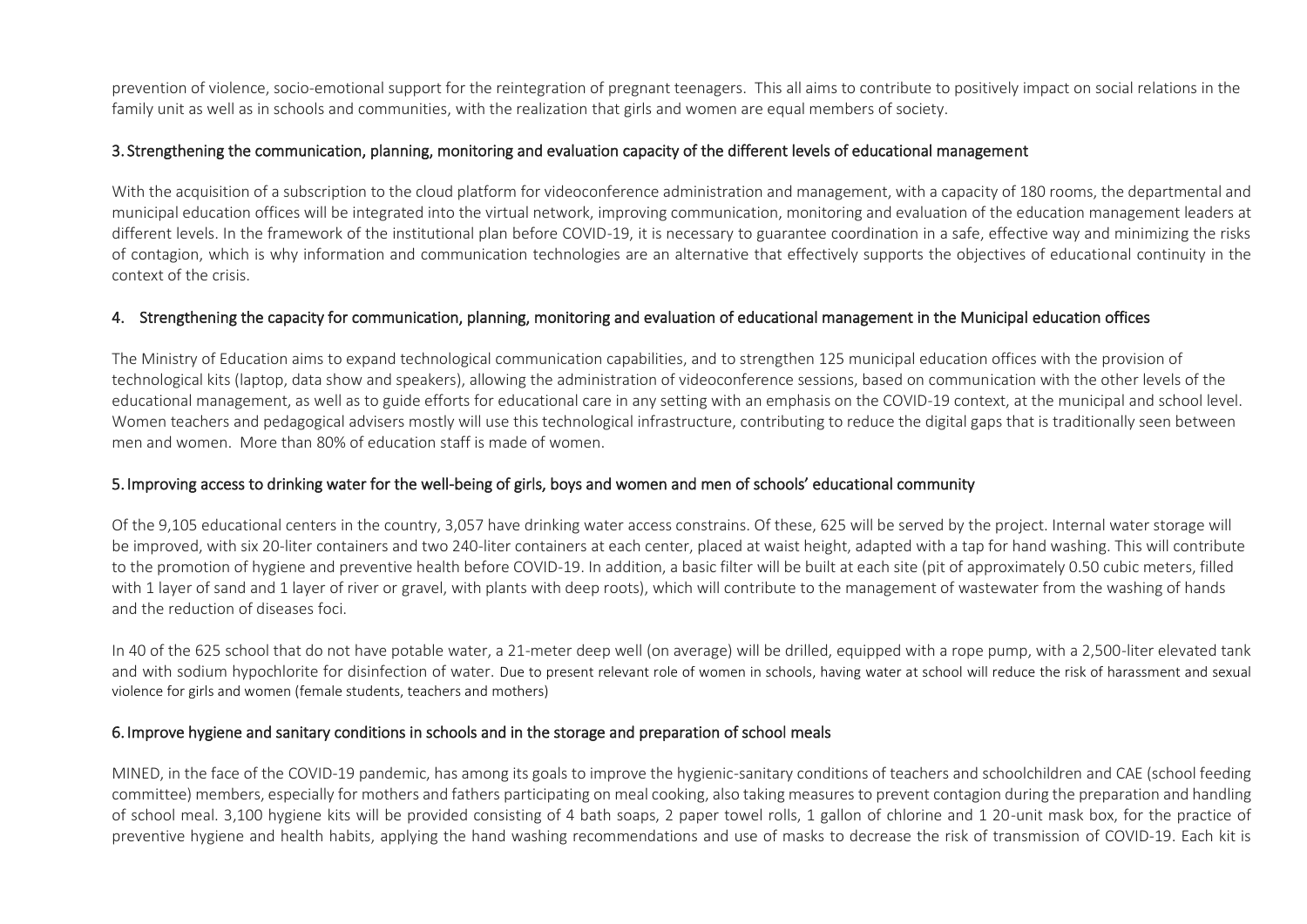prevention of violence, socio-emotional support for the reintegration of pregnant teenagers. This all aims to contribute to positively impact on social relations in the family unit as well as in schools and communities, with the realization that girls and women are equal members of society.

### 3. Strengthening the communication, planning, monitoring and evaluation capacity of the different levels of educational management

With the acquisition of a subscription to the cloud platform for videoconference administration and management, with a capacity of 180 rooms, the departmental and municipal education offices will be integrated into the virtual network, improving communication, monitoring and evaluation of the education management leaders at different levels. In the framework of the institutional plan before COVID-19, it is necessary to guarantee coordination in a safe, effective way and minimizing the risks of contagion, which is why information and communication technologies are an alternative that effectively supports the objectives of educational continuity in the context of the crisis.

### 4. Strengthening the capacity for communication, planning, monitoring and evaluation of educational management in the Municipal education offices

The Ministry of Education aims to expand technological communication capabilities, and to strengthen 125 municipal education offices with the provision of technological kits (laptop, data show and speakers), allowing the administration of videoconference sessions, based on communication with the other levels of the educational management, as well as to guide efforts for educational care in any setting with an emphasis on the COVID-19 context, at the municipal and school level. Women teachers and pedagogical advisers mostly will use this technological infrastructure, contributing to reduce the digital gaps that is traditionally seen between men and women. More than 80% of education staff is made of women.

### 5. Improving access to drinking water for the well-being of girls, boys and women and men of schools' educational community

Of the 9,105 educational centers in the country, 3,057 have drinking water access constrains. Of these, 625 will be served by the project. Internal water storage will be improved, with six 20-liter containers and two 240-liter containers at each center, placed at waist height, adapted with a tap for hand washing. This will contribute to the promotion of hygiene and preventive health before COVID-19. In addition, a basic filter will be built at each site (pit of approximately 0.50 cubic meters, filled with 1 layer of sand and 1 layer of river or gravel, with plants with deep roots), which will contribute to the management of wastewater from the washing of hands and the reduction of diseases foci.

In 40 of the 625 school that do not have potable water, a 21-meter deep well (on average) will be drilled, equipped with a rope pump, with a 2,500-liter elevated tank and with sodium hypochlorite for disinfection of water. Due to present relevant role of women in schools, having water at school will reduce the risk of harassment and sexual violence for girls and women (female students, teachers and mothers)

### 6. Improve hygiene and sanitary conditions in schools and in the storage and preparation of school meals

MINED, in the face of the COVID-19 pandemic, has among its goals to improve the hygienic-sanitary conditions of teachers and schoolchildren and CAE (school feeding committee) members, especially for mothers and fathers participating on meal cooking, also taking measures to prevent contagion during the preparation and handling of school meal. 3,100 hygiene kits will be provided consisting of 4 bath soaps, 2 paper towel rolls, 1 gallon of chlorine and 1 20-unit mask box, for the practice of preventive hygiene and health habits, applying the hand washing recommendations and use of masks to decrease the risk of transmission of COVID-19. Each kit is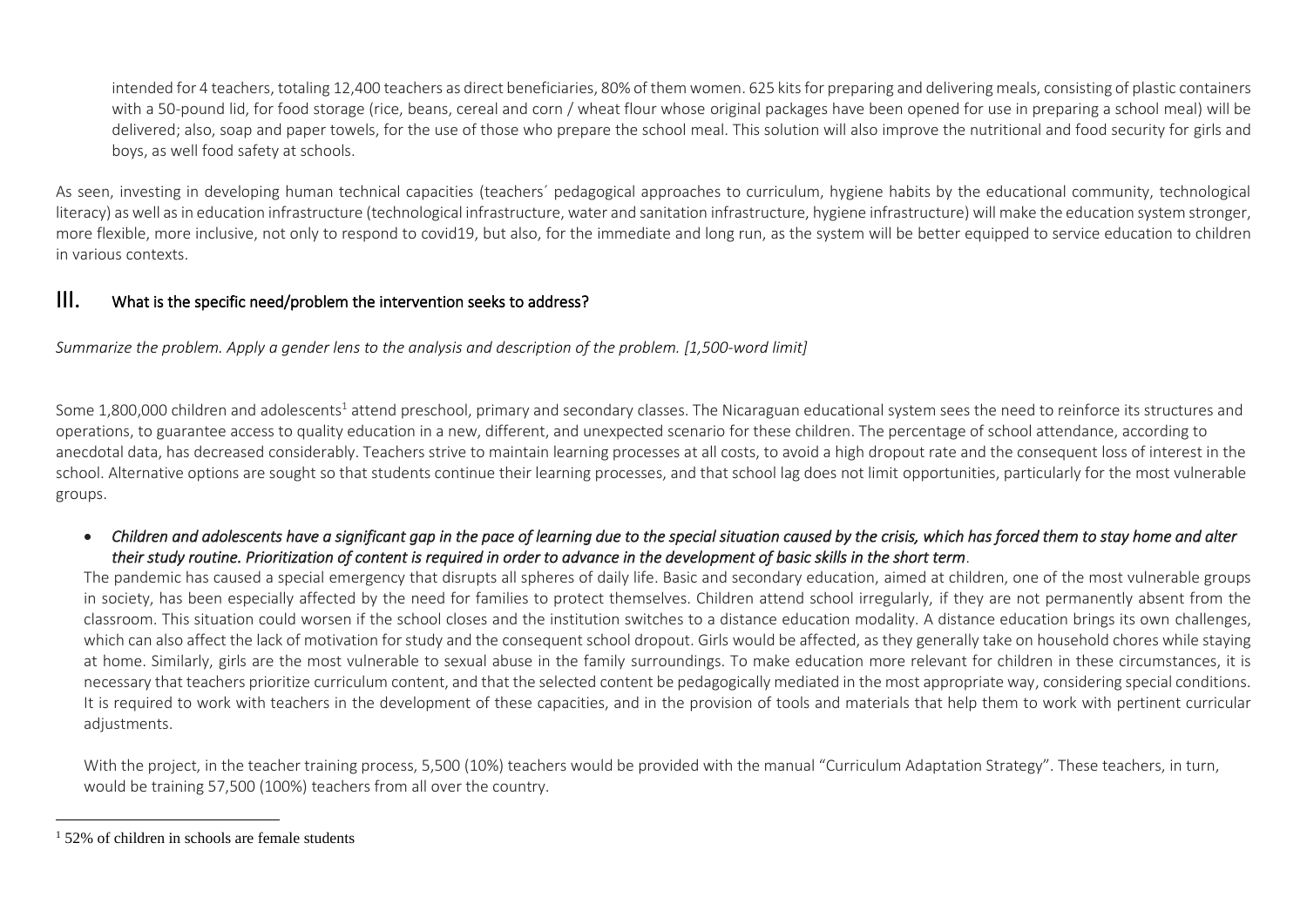intended for 4 teachers, totaling 12,400 teachers as direct beneficiaries, 80% of them women. 625 kits for preparing and delivering meals, consisting of plastic containers with a 50-pound lid, for food storage (rice, beans, cereal and corn / wheat flour whose original packages have been opened for use in preparing a school meal) will be delivered; also, soap and paper towels, for the use of those who prepare the school meal. This solution will also improve the nutritional and food security for girls and boys, as well food safety at schools.

As seen, investing in developing human technical capacities (teachers´ pedagogical approaches to curriculum, hygiene habits by the educational community, technological literacy) as well as in education infrastructure (technological infrastructure, water and sanitation infrastructure, hygiene infrastructure) will make the education system stronger, more flexible, more inclusive, not only to respond to covid19, but also, for the immediate and long run, as the system will be better equipped to service education to children in various contexts.

## III. What is the specific need/problem the intervention seeks to address?

*Summarize the problem. Apply a gender lens to the analysis and description of the problem. [1,500-word limit]*

Some 1,800,000 children and adolescents[1] attend preschool, primary and secondary classes. The Nicaraguan educational system sees the need to reinforce its structures and operations, to guarantee access to quality education in a new, different, and unexpected scenario for these children. The percentage of school attendance, according to anecdotal data, has decreased considerably. Teachers strive to maintain learning processes at all costs, to avoid a high dropout rate and the consequent loss of interest in the school. Alternative options are sought so that students continue their learning processes, and that school lag does not limit opportunities, particularly for the most vulnerable groups.

- *Children and adolescents have a significant gap in the pace of learning due to the special situation caused by the crisis, which has forced them to stay home and alter their study routine. Prioritization of content is required in order to advance in the development of basic skills in the short term*.

  The pandemic has caused a special emergency that disrupts all spheres of daily life. Basic and secondary education, aimed at children, one of the most vulnerable groups in society, has been especially affected by the need for families to protect themselves. Children attend school irregularly, if they are not permanently absent from the classroom. This situation could worsen if the school closes and the institution switches to a distance education modality. A distance education brings its own challenges, which can also affect the lack of motivation for study and the consequent school dropout. Girls would be affected, as they generally take on household chores while staying at home. Similarly, girls are the most vulnerable to sexual abuse in the family surroundings. To make education more relevant for children in these circumstances, it is necessary that teachers prioritize curriculum content, and that the selected content be pedagogically mediated in the most appropriate way, considering special conditions. It is required to work with teachers in the development of these capacities, and in the provision of tools and materials that help them to work with pertinent curricular adjustments.

  With the project, in the teacher training process, 5,500 (10%) teachers would be provided with the manual "Curriculum Adaptation Strategy". These teachers, in turn, would be training 57,500 (100%) teachers from all over the country.

[1] 52% of children in schools are female students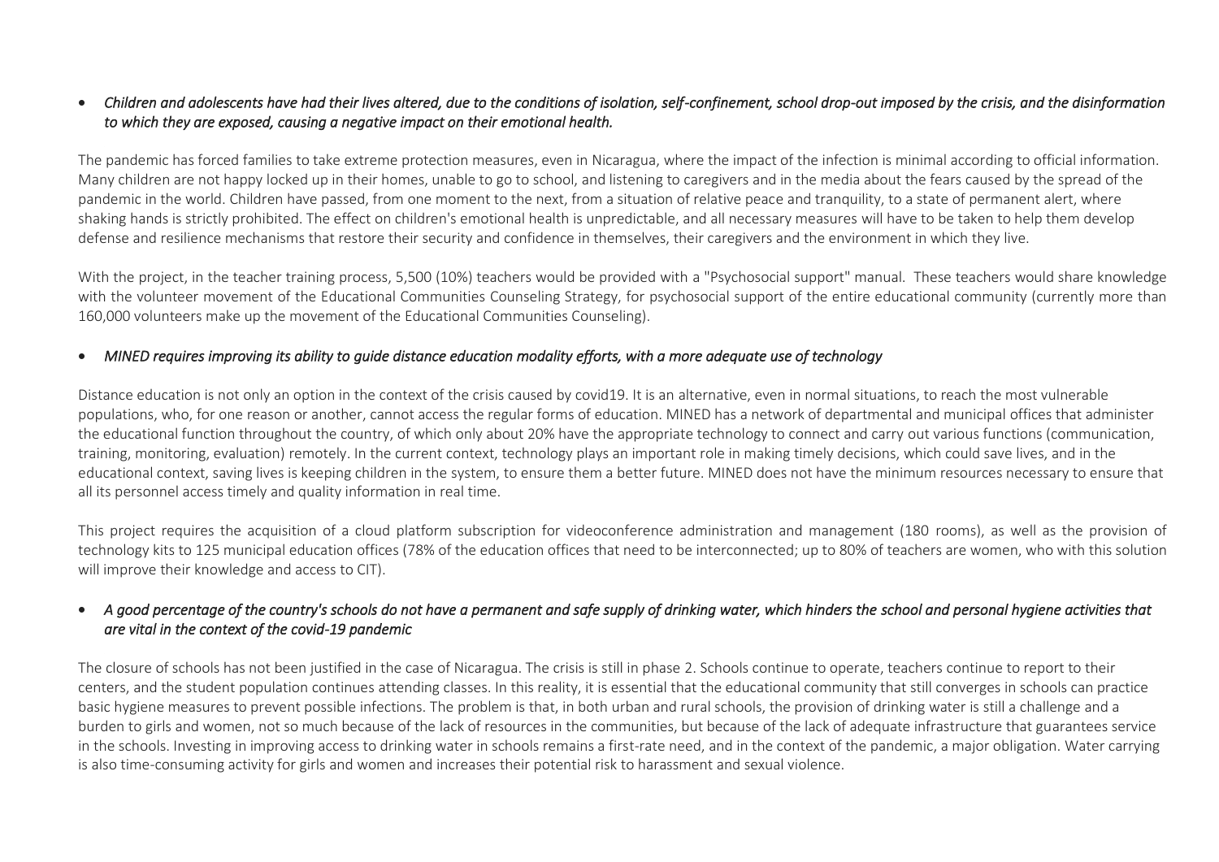- *Children and adolescents have had their lives altered, due to the conditions of isolation, self-confinement, school drop-out imposed by the crisis, and the disinformation to which they are exposed, causing a negative impact on their emotional health.*

The pandemic has forced families to take extreme protection measures, even in Nicaragua, where the impact of the infection is minimal according to official information. Many children are not happy locked up in their homes, unable to go to school, and listening to caregivers and in the media about the fears caused by the spread of the pandemic in the world. Children have passed, from one moment to the next, from a situation of relative peace and tranquility, to a state of permanent alert, where shaking hands is strictly prohibited. The effect on children's emotional health is unpredictable, and all necessary measures will have to be taken to help them develop defense and resilience mechanisms that restore their security and confidence in themselves, their caregivers and the environment in which they live.

With the project, in the teacher training process, 5,500 (10%) teachers would be provided with a "Psychosocial support" manual. These teachers would share knowledge with the volunteer movement of the Educational Communities Counseling Strategy, for psychosocial support of the entire educational community (currently more than 160,000 volunteers make up the movement of the Educational Communities Counseling).

- *MINED requires improving its ability to guide distance education modality efforts, with a more adequate use of technology*

Distance education is not only an option in the context of the crisis caused by covid19. It is an alternative, even in normal situations, to reach the most vulnerable populations, who, for one reason or another, cannot access the regular forms of education. MINED has a network of departmental and municipal offices that administer the educational function throughout the country, of which only about 20% have the appropriate technology to connect and carry out various functions (communication, training, monitoring, evaluation) remotely. In the current context, technology plays an important role in making timely decisions, which could save lives, and in the educational context, saving lives is keeping children in the system, to ensure them a better future. MINED does not have the minimum resources necessary to ensure that all its personnel access timely and quality information in real time.

This project requires the acquisition of a cloud platform subscription for videoconference administration and management (180 rooms), as well as the provision of technology kits to 125 municipal education offices (78% of the education offices that need to be interconnected; up to 80% of teachers are women, who with this solution will improve their knowledge and access to CIT).

- *A good percentage of the country's schools do not have a permanent and safe supply of drinking water, which hinders the school and personal hygiene activities that are vital in the context of the covid-19 pandemic*

The closure of schools has not been justified in the case of Nicaragua. The crisis is still in phase 2. Schools continue to operate, teachers continue to report to their centers, and the student population continues attending classes. In this reality, it is essential that the educational community that still converges in schools can practice basic hygiene measures to prevent possible infections. The problem is that, in both urban and rural schools, the provision of drinking water is still a challenge and a burden to girls and women, not so much because of the lack of resources in the communities, but because of the lack of adequate infrastructure that guarantees service in the schools. Investing in improving access to drinking water in schools remains a first-rate need, and in the context of the pandemic, a major obligation. Water carrying is also time-consuming activity for girls and women and increases their potential risk to harassment and sexual violence.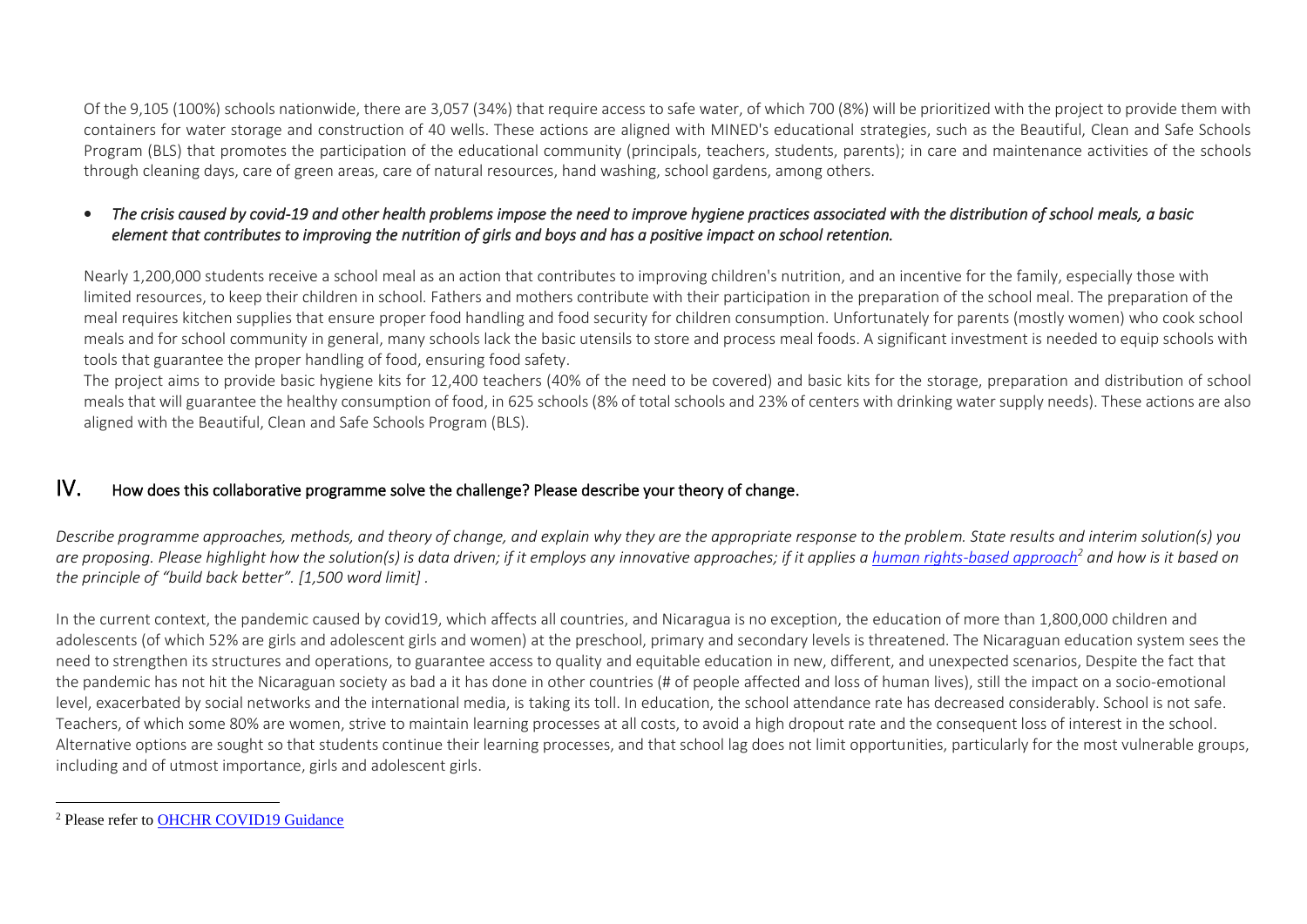Of the 9,105 (100%) schools nationwide, there are 3,057 (34%) that require access to safe water, of which 700 (8%) will be prioritized with the project to provide them with containers for water storage and construction of 40 wells. These actions are aligned with MINED's educational strategies, such as the Beautiful, Clean and Safe Schools Program (BLS) that promotes the participation of the educational community (principals, teachers, students, parents); in care and maintenance activities of the schools through cleaning days, care of green areas, care of natural resources, hand washing, school gardens, among others.

- *The crisis caused by covid-19 and other health problems impose the need to improve hygiene practices associated with the distribution of school meals, a basic element that contributes to improving the nutrition of girls and boys and has a positive impact on school retention.*

Nearly 1,200,000 students receive a school meal as an action that contributes to improving children's nutrition, and an incentive for the family, especially those with limited resources, to keep their children in school. Fathers and mothers contribute with their participation in the preparation of the school meal. The preparation of the meal requires kitchen supplies that ensure proper food handling and food security for children consumption. Unfortunately for parents (mostly women) who cook school meals and for school community in general, many schools lack the basic utensils to store and process meal foods. A significant investment is needed to equip schools with tools that guarantee the proper handling of food, ensuring food safety.

The project aims to provide basic hygiene kits for 12,400 teachers (40% of the need to be covered) and basic kits for the storage, preparation and distribution of school meals that will guarantee the healthy consumption of food, in 625 schools (8% of total schools and 23% of centers with drinking water supply needs). These actions are also aligned with the Beautiful, Clean and Safe Schools Program (BLS).

## IV. How does this collaborative programme solve the challenge? Please describe your theory of change.

*Describe programme approaches, methods, and theory of change, and explain why they are the appropriate response to the problem. State results and interim solution(s) you are proposing. Please highlight how the solution(s) is data driven; if it employs any innovative approaches; if it applies a human rights-based approach[2] and how is it based on the principle of "build back better". [1,500 word limit] .*

In the current context, the pandemic caused by covid19, which affects all countries, and Nicaragua is no exception, the education of more than 1,800,000 children and adolescents (of which 52% are girls and adolescent girls and women) at the preschool, primary and secondary levels is threatened. The Nicaraguan education system sees the need to strengthen its structures and operations, to guarantee access to quality and equitable education in new, different, and unexpected scenarios, Despite the fact that the pandemic has not hit the Nicaraguan society as bad a it has done in other countries (# of people affected and loss of human lives), still the impact on a socio-emotional level, exacerbated by social networks and the international media, is taking its toll. In education, the school attendance rate has decreased considerably. School is not safe. Teachers, of which some 80% are women, strive to maintain learning processes at all costs, to avoid a high dropout rate and the consequent loss of interest in the school. Alternative options are sought so that students continue their learning processes, and that school lag does not limit opportunities, particularly for the most vulnerable groups, including and of utmost importance, girls and adolescent girls.

[2] Please refer to OHCHR COVID19 Guidance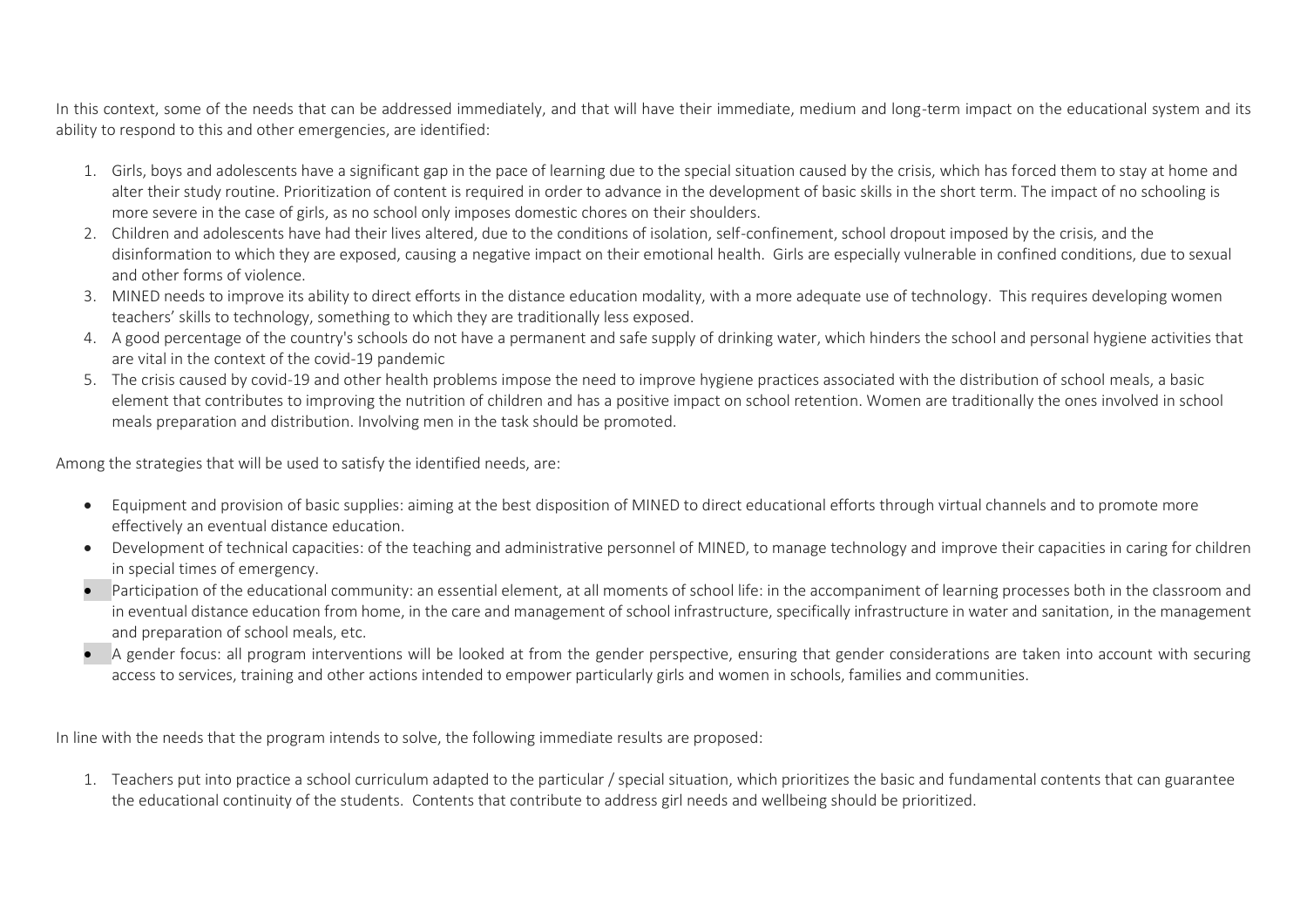In this context, some of the needs that can be addressed immediately, and that will have their immediate, medium and long-term impact on the educational system and its ability to respond to this and other emergencies, are identified:

1. Girls, boys and adolescents have a significant gap in the pace of learning due to the special situation caused by the crisis, which has forced them to stay at home and alter their study routine. Prioritization of content is required in order to advance in the development of basic skills in the short term. The impact of no schooling is more severe in the case of girls, as no school only imposes domestic chores on their shoulders.
2. Children and adolescents have had their lives altered, due to the conditions of isolation, self-confinement, school dropout imposed by the crisis, and the disinformation to which they are exposed, causing a negative impact on their emotional health. Girls are especially vulnerable in confined conditions, due to sexual and other forms of violence.
3. MINED needs to improve its ability to direct efforts in the distance education modality, with a more adequate use of technology. This requires developing women teachers' skills to technology, something to which they are traditionally less exposed.
4. A good percentage of the country's schools do not have a permanent and safe supply of drinking water, which hinders the school and personal hygiene activities that are vital in the context of the covid-19 pandemic
5. The crisis caused by covid-19 and other health problems impose the need to improve hygiene practices associated with the distribution of school meals, a basic element that contributes to improving the nutrition of children and has a positive impact on school retention. Women are traditionally the ones involved in school meals preparation and distribution. Involving men in the task should be promoted.

Among the strategies that will be used to satisfy the identified needs, are:

- Equipment and provision of basic supplies: aiming at the best disposition of MINED to direct educational efforts through virtual channels and to promote more effectively an eventual distance education.
- Development of technical capacities: of the teaching and administrative personnel of MINED, to manage technology and improve their capacities in caring for children in special times of emergency.
- Participation of the educational community: an essential element, at all moments of school life: in the accompaniment of learning processes both in the classroom and in eventual distance education from home, in the care and management of school infrastructure, specifically infrastructure in water and sanitation, in the management and preparation of school meals, etc.
- A gender focus: all program interventions will be looked at from the gender perspective, ensuring that gender considerations are taken into account with securing access to services, training and other actions intended to empower particularly girls and women in schools, families and communities.

In line with the needs that the program intends to solve, the following immediate results are proposed:

1. Teachers put into practice a school curriculum adapted to the particular / special situation, which prioritizes the basic and fundamental contents that can guarantee the educational continuity of the students. Contents that contribute to address girl needs and wellbeing should be prioritized.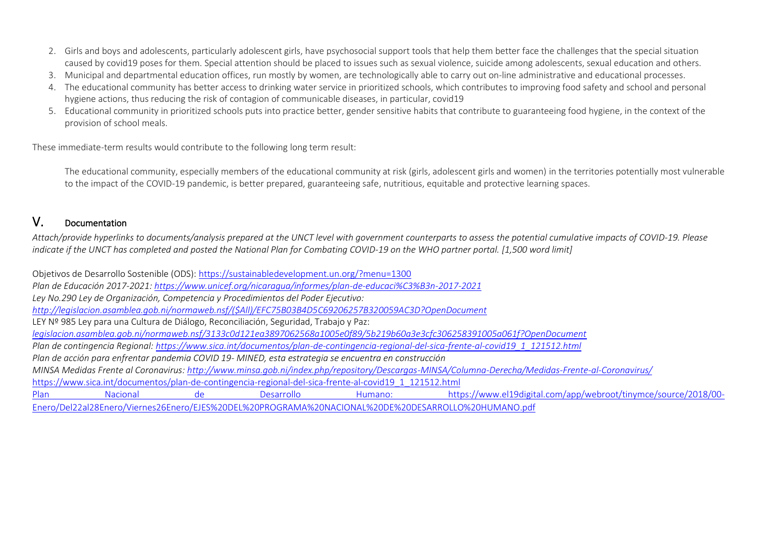2. Girls and boys and adolescents, particularly adolescent girls, have psychosocial support tools that help them better face the challenges that the special situation caused by covid19 poses for them. Special attention should be placed to issues such as sexual violence, suicide among adolescents, sexual education and others.
3. Municipal and departmental education offices, run mostly by women, are technologically able to carry out on-line administrative and educational processes.
4. The educational community has better access to drinking water service in prioritized schools, which contributes to improving food safety and school and personal hygiene actions, thus reducing the risk of contagion of communicable diseases, in particular, covid19
5. Educational community in prioritized schools puts into practice better, gender sensitive habits that contribute to guaranteeing food hygiene, in the context of the provision of school meals.

These immediate-term results would contribute to the following long term result:

> The educational community, especially members of the educational community at risk (girls, adolescent girls and women) in the territories potentially most vulnerable to the impact of the COVID-19 pandemic, is better prepared, guaranteeing safe, nutritious, equitable and protective learning spaces.

## V. Documentation

*Attach/provide hyperlinks to documents/analysis prepared at the UNCT level with government counterparts to assess the potential cumulative impacts of COVID-19. Please indicate if the UNCT has completed and posted the National Plan for Combating COVID-19 on the WHO partner portal. [1,500 word limit]*

Objetivos de Desarrollo Sostenible (ODS): https://sustainabledevelopment.un.org/?menu=1300
*Plan de Educación 2017-2021: https://www.unicef.org/nicaragua/informes/plan-de-educaci%C3%B3n-2017-2021*
*Ley No.290 Ley de Organización, Competencia y Procedimientos del Poder Ejecutivo:*
*http://legislacion.asamblea.gob.ni/normaweb.nsf/($All)/EFC75B03B4D5C69206257B320059AC3D?OpenDocument*
LEY Nº 985 Ley para una Cultura de Diálogo, Reconciliación, Seguridad, Trabajo y Paz:
*legislacion.asamblea.gob.ni/normaweb.nsf/3133c0d121ea3897062568a1005e0f89/5b219b60a3e3cfc306258391005a061f?OpenDocument*
*Plan de contingencia Regional: https://www.sica.int/documentos/plan-de-contingencia-regional-del-sica-frente-al-covid19_1_121512.html*
*Plan de acción para enfrentar pandemia COVID 19- MINED, esta estrategia se encuentra en construcción*
*MINSA Medidas Frente al Coronavirus: http://www.minsa.gob.ni/index.php/repository/Descargas-MINSA/Columna-Derecha/Medidas-Frente-al-Coronavirus/*
https://www.sica.int/documentos/plan-de-contingencia-regional-del-sica-frente-al-covid19_1_121512.html
Plan Nacional de Desarrollo Humano: https://www.el19digital.com/app/webroot/tinymce/source/2018/00-Enero/Del22al28Enero/Viernes26Enero/EJES%20DEL%20PROGRAMA%20NACIONAL%20DE%20DESARROLLO%20HUMANO.pdf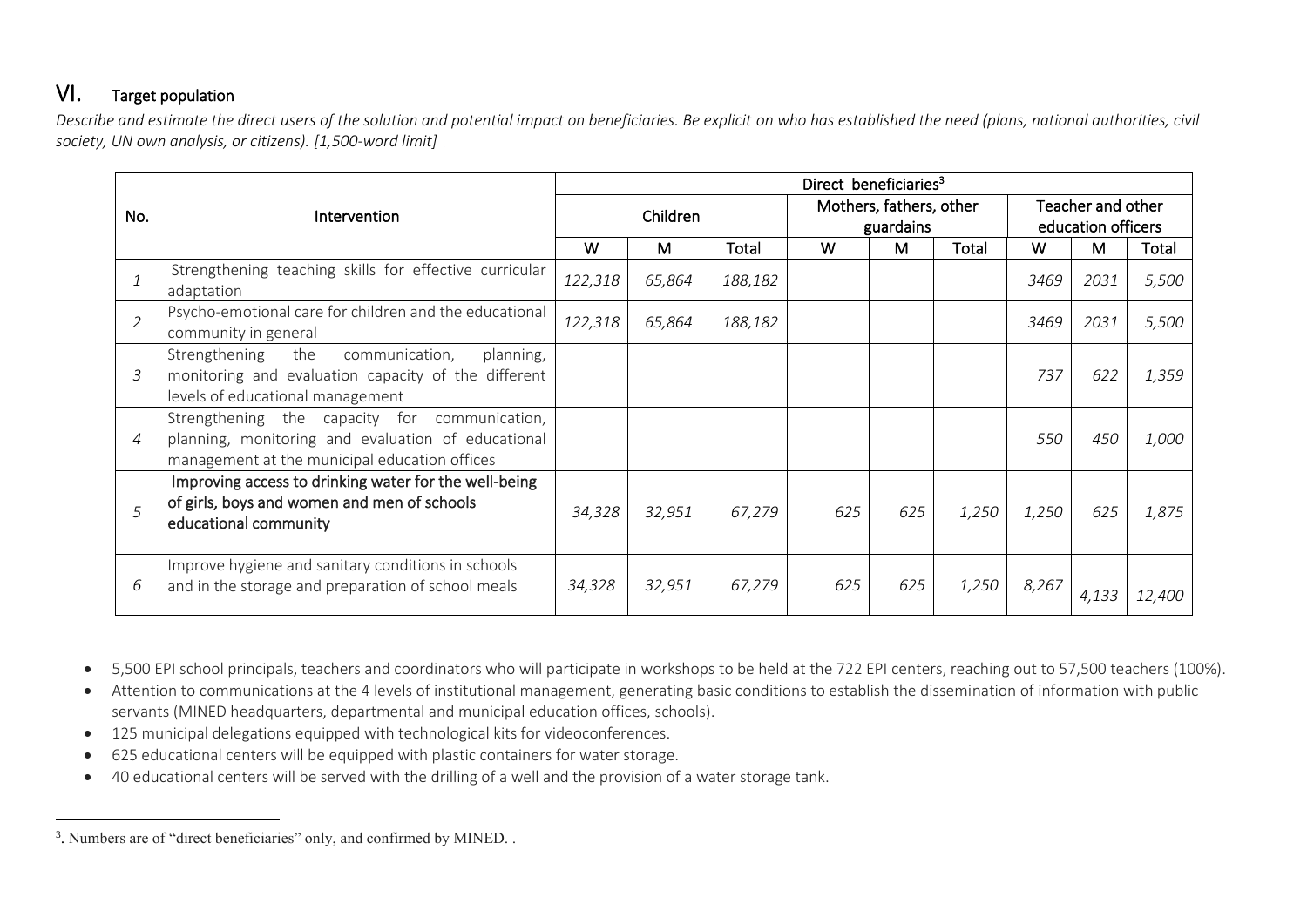## VI. Target population

*Describe and estimate the direct users of the solution and potential impact on beneficiaries. Be explicit on who has established the need (plans, national authorities, civil society, UN own analysis, or citizens). [1,500-word limit]*

| No. | Intervention | Direct beneficiaries[3] | | | | | | | | |
|---|---|---|---|---|---|---|---|---|---|---|
| | | Children | | | Mothers, fathers, other guardains | | | Teacher and other education officers | | |
| | | W | M | Total | W | M | Total | W | M | Total |
| *1* | Strengthening teaching skills for effective curricular adaptation | *122,318* | *65,864* | *188,182* | | | | *3469* | *2031* | *5,500* |
| *2* | Psycho-emotional care for children and the educational community in general | *122,318* | *65,864* | *188,182* | | | | *3469* | *2031* | *5,500* |
| *3* | Strengthening the communication, planning, monitoring and evaluation capacity of the different levels of educational management | | | | | | | *737* | *622* | *1,359* |
| *4* | Strengthening the capacity for communication, planning, monitoring and evaluation of educational management at the municipal education offices | | | | | | | *550* | *450* | *1,000* |
| *5* | Improving access to drinking water for the well-being of girls, boys and women and men of schools educational community | *34,328* | *32,951* | *67,279* | *625* | *625* | *1,250* | *1,250* | *625* | *1,875* |
| *6* | Improve hygiene and sanitary conditions in schools and in the storage and preparation of school meals | *34,328* | *32,951* | *67,279* | *625* | *625* | *1,250* | *8,267* | *4,133* | *12,400* |

- 5,500 EPI school principals, teachers and coordinators who will participate in workshops to be held at the 722 EPI centers, reaching out to 57,500 teachers (100%).
- Attention to communications at the 4 levels of institutional management, generating basic conditions to establish the dissemination of information with public servants (MINED headquarters, departmental and municipal education offices, schools).
- 125 municipal delegations equipped with technological kits for videoconferences.
- 625 educational centers will be equipped with plastic containers for water storage.
- 40 educational centers will be served with the drilling of a well and the provision of a water storage tank.

---

[3]. Numbers are of "direct beneficiaries" only, and confirmed by MINED. .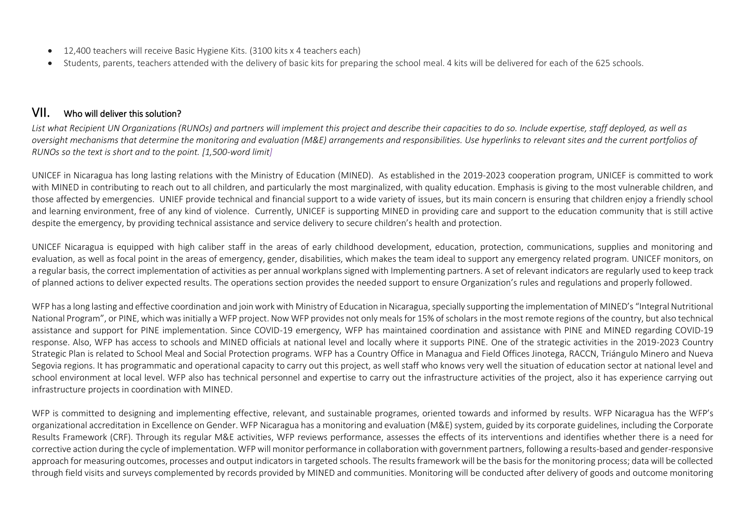- 12,400 teachers will receive Basic Hygiene Kits. (3100 kits x 4 teachers each)
- Students, parents, teachers attended with the delivery of basic kits for preparing the school meal. 4 kits will be delivered for each of the 625 schools.

## VII. Who will deliver this solution?

*List what Recipient UN Organizations (RUNOs) and partners will implement this project and describe their capacities to do so. Include expertise, staff deployed, as well as oversight mechanisms that determine the monitoring and evaluation (M&E) arrangements and responsibilities. Use hyperlinks to relevant sites and the current portfolios of RUNOs so the text is short and to the point. [1,500-word limit]*

UNICEF in Nicaragua has long lasting relations with the Ministry of Education (MINED). As established in the 2019-2023 cooperation program, UNICEF is committed to work with MINED in contributing to reach out to all children, and particularly the most marginalized, with quality education. Emphasis is giving to the most vulnerable children, and those affected by emergencies. UNIEF provide technical and financial support to a wide variety of issues, but its main concern is ensuring that children enjoy a friendly school and learning environment, free of any kind of violence. Currently, UNICEF is supporting MINED in providing care and support to the education community that is still active despite the emergency, by providing technical assistance and service delivery to secure children's health and protection.

UNICEF Nicaragua is equipped with high caliber staff in the areas of early childhood development, education, protection, communications, supplies and monitoring and evaluation, as well as focal point in the areas of emergency, gender, disabilities, which makes the team ideal to support any emergency related program. UNICEF monitors, on a regular basis, the correct implementation of activities as per annual workplans signed with Implementing partners. A set of relevant indicators are regularly used to keep track of planned actions to deliver expected results. The operations section provides the needed support to ensure Organization's rules and regulations and properly followed.

WFP has a long lasting and effective coordination and join work with Ministry of Education in Nicaragua, specially supporting the implementation of MINED's "Integral Nutritional National Program", or PINE, which was initially a WFP project. Now WFP provides not only meals for 15% of scholars in the most remote regions of the country, but also technical assistance and support for PINE implementation. Since COVID-19 emergency, WFP has maintained coordination and assistance with PINE and MINED regarding COVID-19 response. Also, WFP has access to schools and MINED officials at national level and locally where it supports PINE. One of the strategic activities in the 2019-2023 Country Strategic Plan is related to School Meal and Social Protection programs. WFP has a Country Office in Managua and Field Offices Jinotega, RACCN, Triángulo Minero and Nueva Segovia regions. It has programmatic and operational capacity to carry out this project, as well staff who knows very well the situation of education sector at national level and school environment at local level. WFP also has technical personnel and expertise to carry out the infrastructure activities of the project, also it has experience carrying out infrastructure projects in coordination with MINED.

WFP is committed to designing and implementing effective, relevant, and sustainable programes, oriented towards and informed by results. WFP Nicaragua has the WFP's organizational accreditation in Excellence on Gender. WFP Nicaragua has a monitoring and evaluation (M&E) system, guided by its corporate guidelines, including the Corporate Results Framework (CRF). Through its regular M&E activities, WFP reviews performance, assesses the effects of its interventions and identifies whether there is a need for corrective action during the cycle of implementation. WFP will monitor performance in collaboration with government partners, following a results-based and gender-responsive approach for measuring outcomes, processes and output indicators in targeted schools. The results framework will be the basis for the monitoring process; data will be collected through field visits and surveys complemented by records provided by MINED and communities. Monitoring will be conducted after delivery of goods and outcome monitoring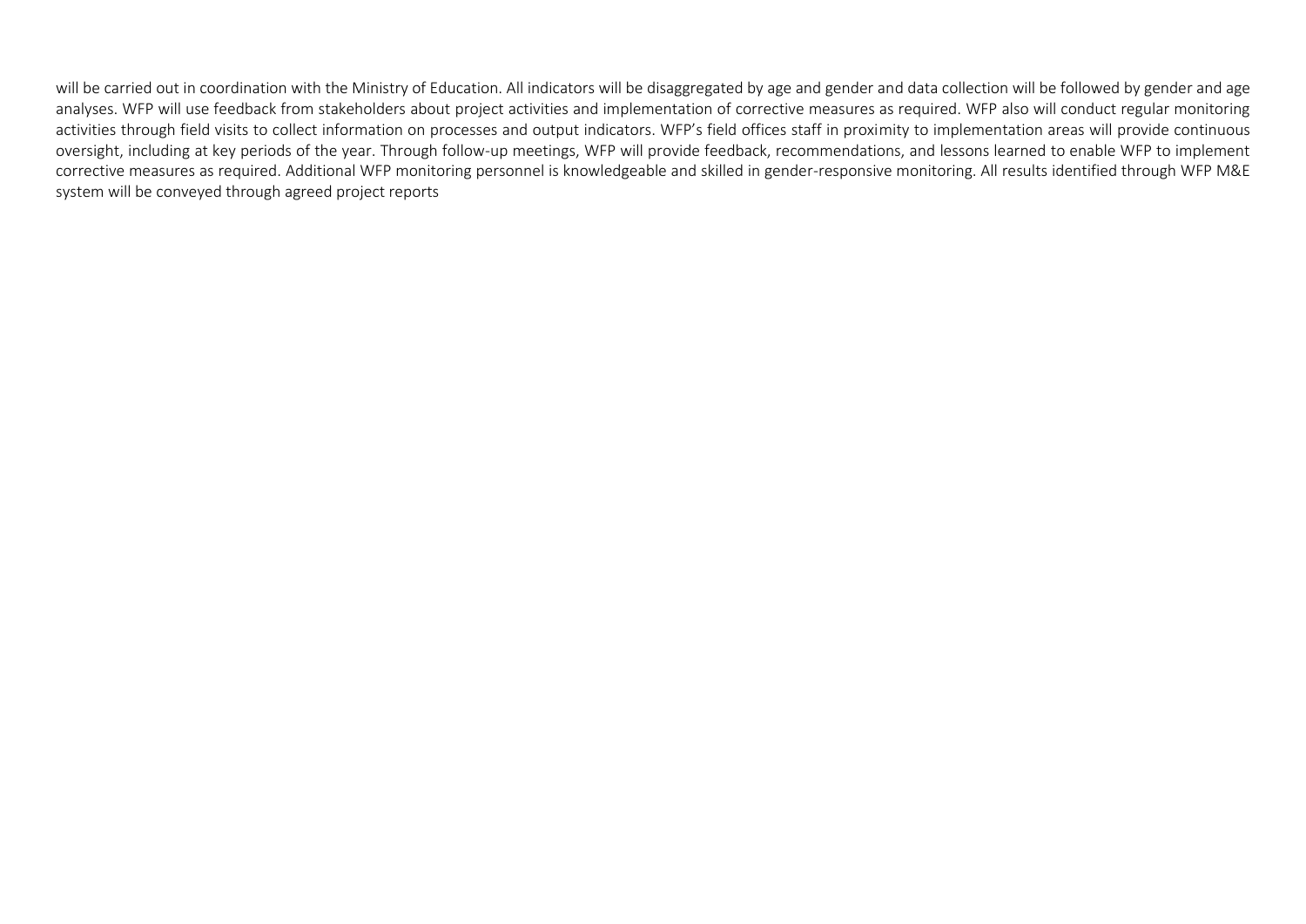will be carried out in coordination with the Ministry of Education. All indicators will be disaggregated by age and gender and data collection will be followed by gender and age analyses. WFP will use feedback from stakeholders about project activities and implementation of corrective measures as required. WFP also will conduct regular monitoring activities through field visits to collect information on processes and output indicators. WFP's field offices staff in proximity to implementation areas will provide continuous oversight, including at key periods of the year. Through follow-up meetings, WFP will provide feedback, recommendations, and lessons learned to enable WFP to implement corrective measures as required. Additional WFP monitoring personnel is knowledgeable and skilled in gender-responsive monitoring. All results identified through WFP M&E system will be conveyed through agreed project reports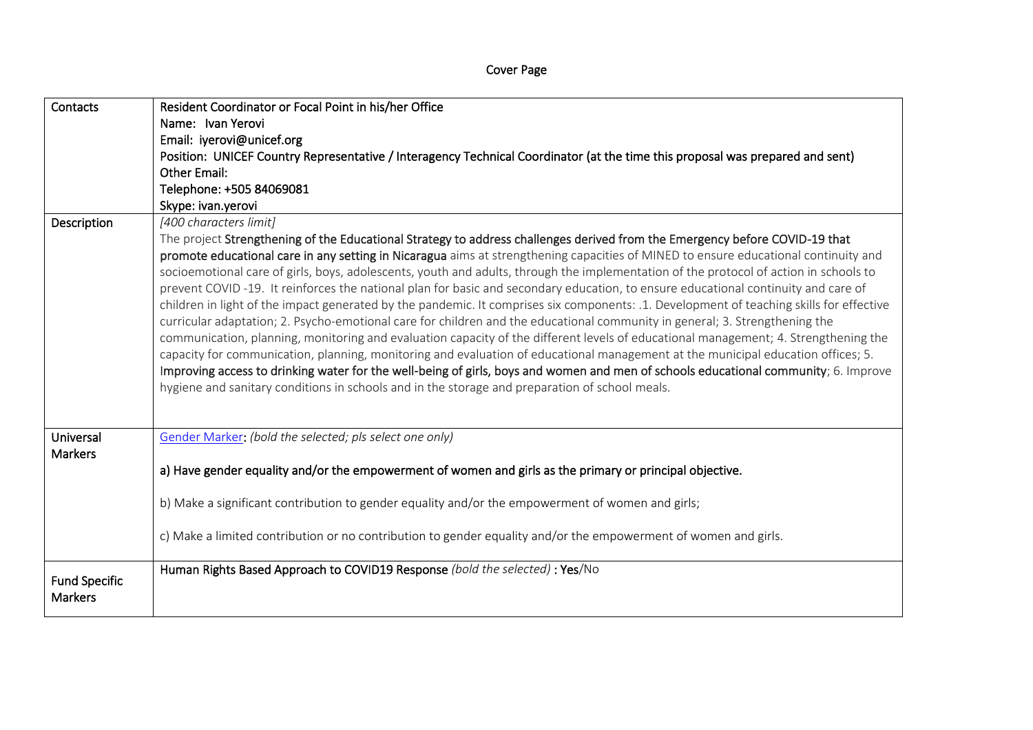Cover Page

| Contacts | Resident Coordinator or Focal Point in his/her Office<br>Name: Ivan Yerovi<br>Email: iyerovi@unicef.org<br>Position: UNICEF Country Representative / Interagency Technical Coordinator (at the time this proposal was prepared and sent)<br>Other Email:<br>Telephone: +505 84069081<br>Skype: ivan.yerovi |
|---|---|
| Description | *[400 characters limit]*<br>The project **Strengthening of the Educational Strategy to address challenges derived from the Emergency before COVID-19 that promote educational care in any setting in Nicaragua** aims at strengthening capacities of MINED to ensure educational continuity and socioemotional care of girls, boys, adolescents, youth and adults, through the implementation of the protocol of action in schools to prevent COVID -19. It reinforces the national plan for basic and secondary education, to ensure educational continuity and care of children in light of the impact generated by the pandemic. It comprises six components: .1. Development of teaching skills for effective curricular adaptation; 2. Psycho-emotional care for children and the educational community in general; 3. Strengthening the communication, planning, monitoring and evaluation capacity of the different levels of educational management; 4. Strengthening the capacity for communication, planning, monitoring and evaluation of educational management at the municipal education offices; 5. **Improving access to drinking water for the well-being of girls, boys and women and men of schools educational community**; 6. Improve hygiene and sanitary conditions in schools and in the storage and preparation of school meals. |
| Universal Markers | Gender Marker: *(bold the selected; pls select one only)*<br><br>**a) Have gender equality and/or the empowerment of women and girls as the primary or principal objective.**<br><br>b) Make a significant contribution to gender equality and/or the empowerment of women and girls;<br><br>c) Make a limited contribution or no contribution to gender equality and/or the empowerment of women and girls. |
| Fund Specific Markers | Human Rights Based Approach to COVID19 Response *(bold the selected)* : **Yes**/No |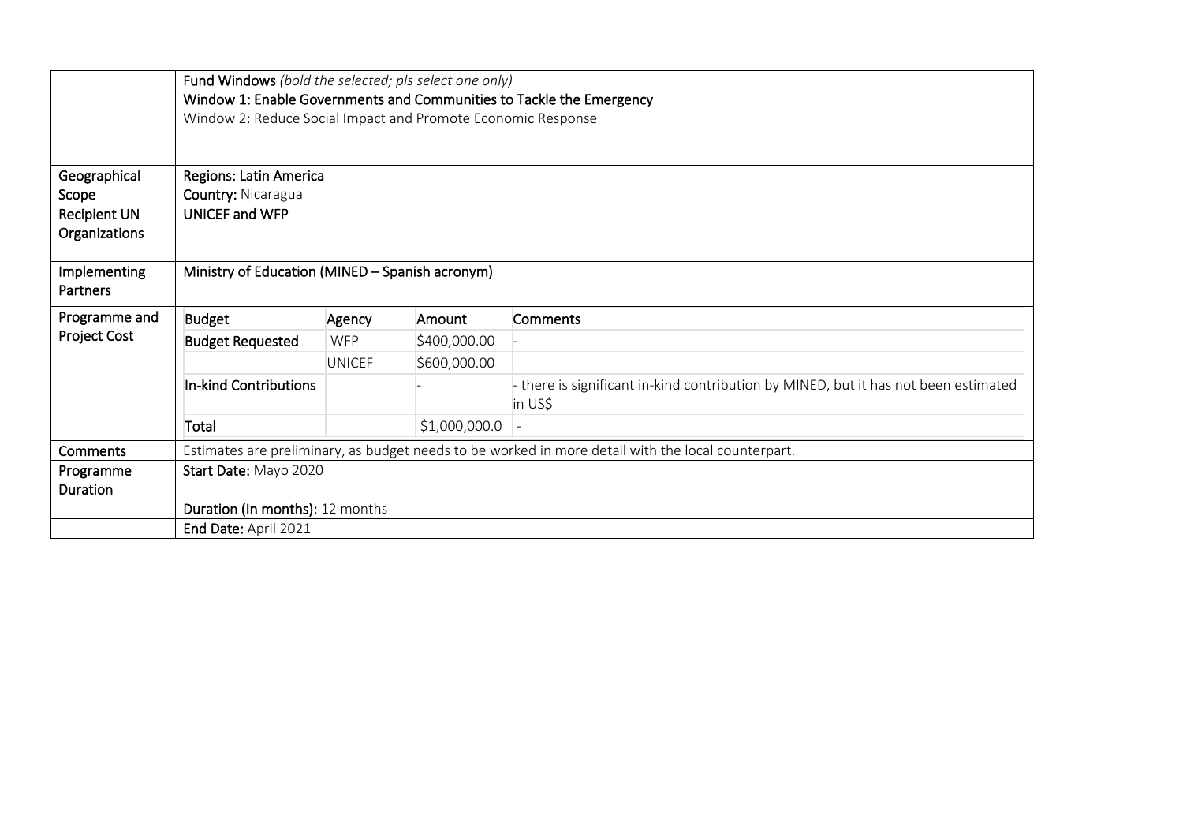| | |
|---|---|
| | **Fund Windows** *(bold the selected; pls select one only)*<br>**Window 1: Enable Governments and Communities to Tackle the Emergency**<br>Window 2: Reduce Social Impact and Promote Economic Response |
| Geographical Scope | **Regions: Latin America**<br>**Country:** Nicaragua |
| Recipient UN Organizations | **UNICEF and WFP** |
| Implementing Partners | **Ministry of Education (MINED – Spanish acronym)** |
| Programme and Project Cost | |
| Comments | Estimates are preliminary, as budget needs to be worked in more detail with the local counterpart. |
| Programme Duration | **Start Date:** Mayo 2020 |
| | **Duration (In months):** 12 months |
| | **End Date:** April 2021 |

Programme and Project Cost:

| Budget | Agency | Amount | Comments |
|---|---|---|---|
| Budget Requested | WFP | $400,000.00 | - |
| | UNICEF | $600,000.00 | |
| In-kind Contributions | | - | - there is significant in-kind contribution by MINED, but it has not been estimated in US$ |
| Total | | $1,000,000.0 | - |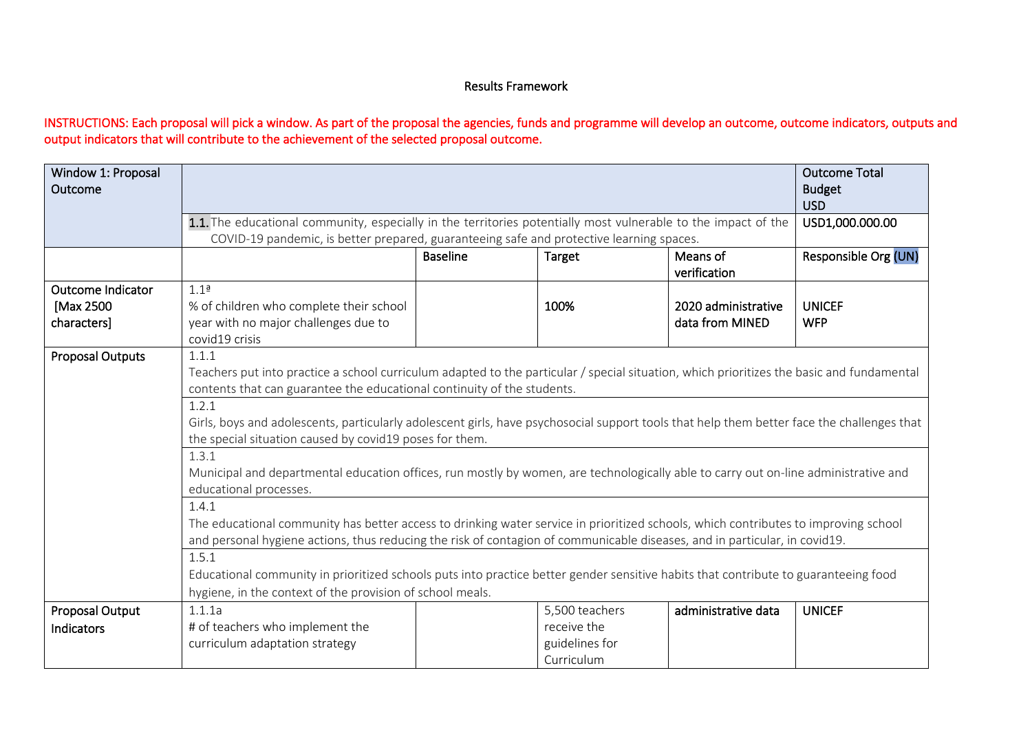Results Framework

INSTRUCTIONS: Each proposal will pick a window. As part of the proposal the agencies, funds and programme will develop an outcome, outcome indicators, outputs and output indicators that will contribute to the achievement of the selected proposal outcome.

| Window 1: Proposal Outcome | | | | | Outcome Total Budget USD |
|---|---|---|---|---|---|
| | 1.1. The educational community, especially in the territories potentially most vulnerable to the impact of the COVID-19 pandemic, is better prepared, guaranteeing safe and protective learning spaces. | | | | USD1,000.000.00 |
| | | Baseline | Target | Means of verification | Responsible Org (UN) |
| Outcome Indicator [Max 2500 characters] | 1.1ª<br>% of children who complete their school year with no major challenges due to covid19 crisis | | 100% | 2020 administrative data from MINED | UNICEF<br>WFP |
| Proposal Outputs | 1.1.1<br>Teachers put into practice a school curriculum adapted to the particular / special situation, which prioritizes the basic and fundamental contents that can guarantee the educational continuity of the students. | | | | |
| | 1.2.1<br>Girls, boys and adolescents, particularly adolescent girls, have psychosocial support tools that help them better face the challenges that the special situation caused by covid19 poses for them. | | | | |
| | 1.3.1<br>Municipal and departmental education offices, run mostly by women, are technologically able to carry out on-line administrative and educational processes. | | | | |
| | 1.4.1<br>The educational community has better access to drinking water service in prioritized schools, which contributes to improving school and personal hygiene actions, thus reducing the risk of contagion of communicable diseases, and in particular, in covid19. | | | | |
| | 1.5.1<br>Educational community in prioritized schools puts into practice better gender sensitive habits that contribute to guaranteeing food hygiene, in the context of the provision of school meals. | | | | |
| Proposal Output Indicators | 1.1.1a<br># of teachers who implement the curriculum adaptation strategy | | 5,500 teachers receive the guidelines for Curriculum | administrative data | UNICEF |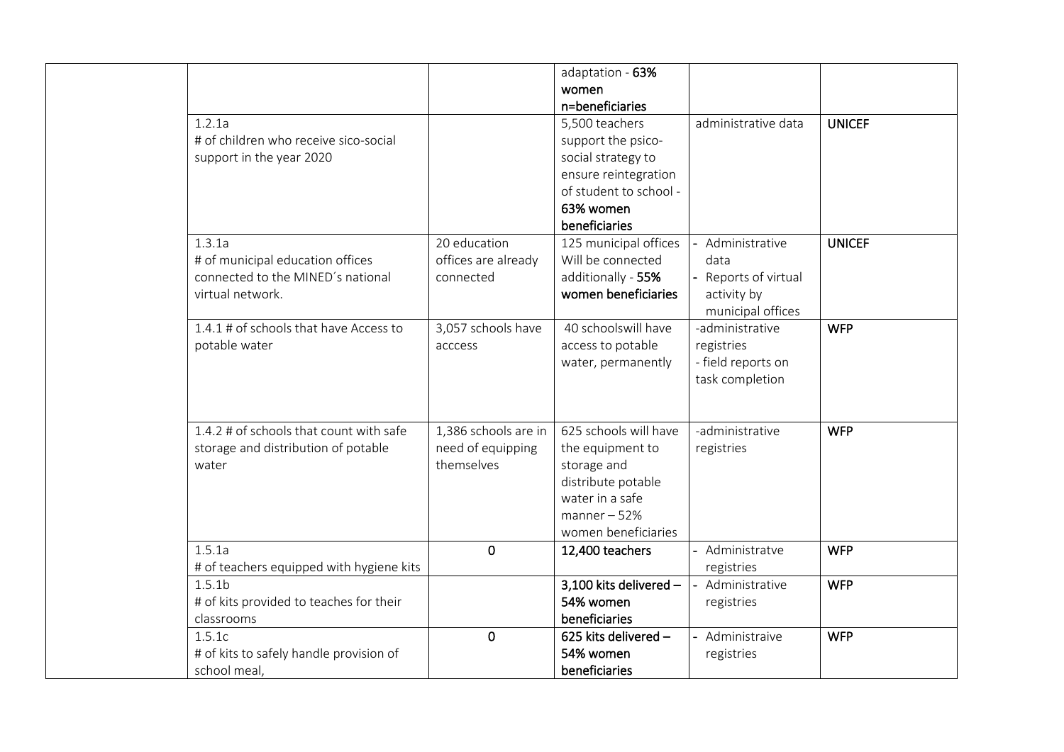| | | | | | |
|---|---|---|---|---|---|
| | | | adaptation - **63% women** n=beneficiaries | | |
| | 1.2.1a<br># of children who receive sico-social support in the year 2020 | | 5,500 teachers support the psico-social strategy to ensure reintegration of student to school - **63% women beneficiaries** | administrative data | **UNICEF** |
| | 1.3.1a<br># of municipal education offices connected to the MINED´s national virtual network. | 20 education offices are already connected | 125 municipal offices Will be connected additionally - **55% women beneficiaries** | - Administrative data<br>- Reports of virtual activity by municipal offices | **UNICEF** |
| | 1.4.1 # of schools that have Access to potable water | 3,057 schools have acccess | 40 schoolswill have access to potable water, permanently | -administrative registries<br>- field reports on task completion | **WFP** |
| | 1.4.2 # of schools that count with safe storage and distribution of potable water | 1,386 schools are in need of equipping themselves | 625 schools will have the equipment to storage and distribute potable water in a safe manner – 52% women beneficiaries | -administrative registries | **WFP** |
| | 1.5.1a<br># of teachers equipped with hygiene kits | **0** | **12,400 teachers** | - Administratve registries | **WFP** |
| | 1.5.1b<br># of kits provided to teaches for their classrooms | | **3,100 kits delivered – 54% women beneficiaries** | - Administrative registries | **WFP** |
| | 1.5.1c<br># of kits to safely handle provision of school meal, | **0** | **625 kits delivered – 54% women beneficiaries** | - Administraive registries | **WFP** |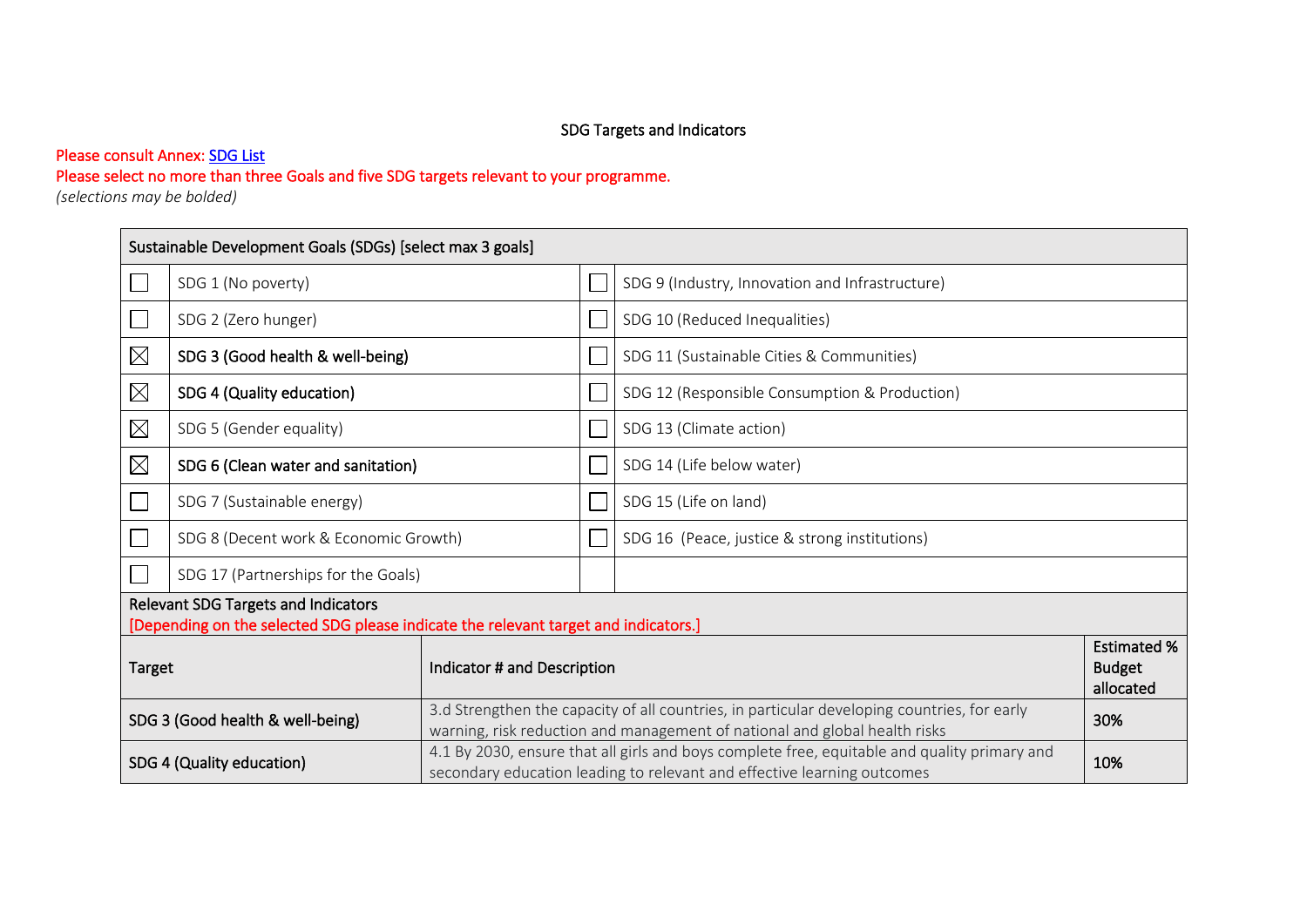SDG Targets and Indicators

Please consult Annex: [SDG List]
Please select no more than three Goals and five SDG targets relevant to your programme.
*(selections may be bolded)*

| Sustainable Development Goals (SDGs) [select max 3 goals] | | | |
|---|---|---|---|
| ☐ | SDG 1 (No poverty) | ☐ | SDG 9 (Industry, Innovation and Infrastructure) |
| ☐ | SDG 2 (Zero hunger) | ☐ | SDG 10 (Reduced Inequalities) |
| ☒ | **SDG 3 (Good health & well-being)** | ☐ | SDG 11 (Sustainable Cities & Communities) |
| ☒ | **SDG 4 (Quality education)** | ☐ | SDG 12 (Responsible Consumption & Production) |
| ☒ | SDG 5 (Gender equality) | ☐ | SDG 13 (Climate action) |
| ☒ | **SDG 6 (Clean water and sanitation)** | ☐ | SDG 14 (Life below water) |
| ☐ | SDG 7 (Sustainable energy) | ☐ | SDG 15 (Life on land) |
| ☐ | SDG 8 (Decent work & Economic Growth) | ☐ | SDG 16 (Peace, justice & strong institutions) |
| ☐ | SDG 17 (Partnerships for the Goals) | | |

Relevant SDG Targets and Indicators
[Depending on the selected SDG please indicate the relevant target and indicators.]

| Target | Indicator # and Description | Estimated % Budget allocated |
|---|---|---|
| SDG 3 (Good health & well-being) | 3.d Strengthen the capacity of all countries, in particular developing countries, for early warning, risk reduction and management of national and global health risks | 30% |
| SDG 4 (Quality education) | 4.1 By 2030, ensure that all girls and boys complete free, equitable and quality primary and secondary education leading to relevant and effective learning outcomes | 10% |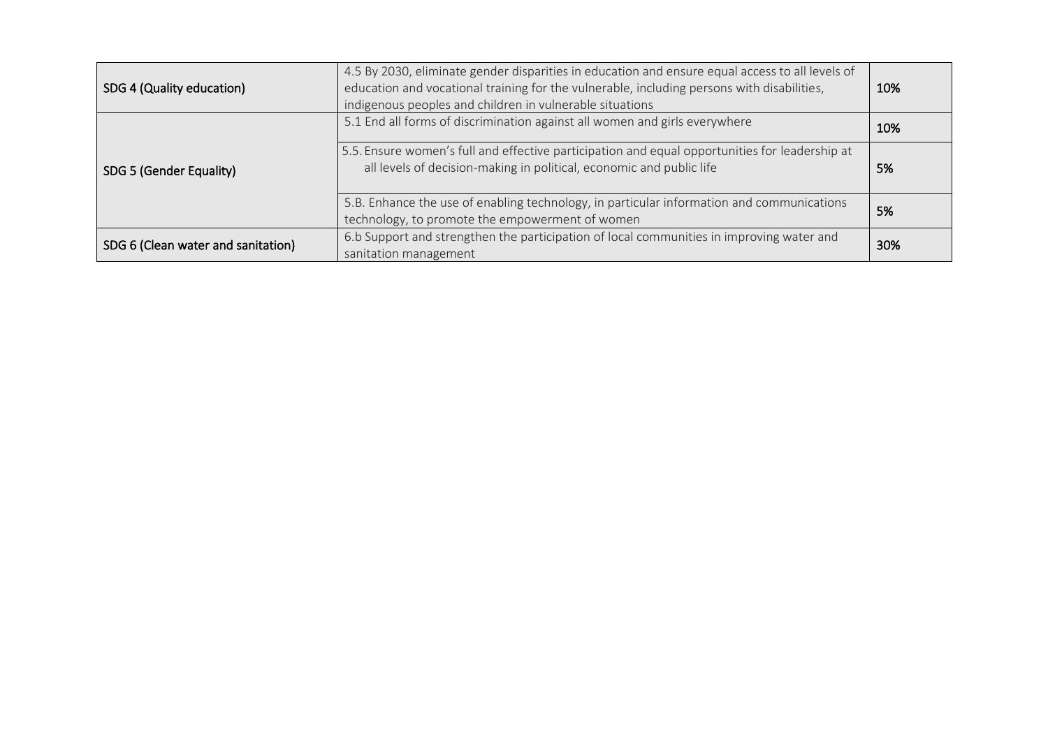| | | |
|---|---|---|
| SDG 4 (Quality education) | 4.5 By 2030, eliminate gender disparities in education and ensure equal access to all levels of education and vocational training for the vulnerable, including persons with disabilities, indigenous peoples and children in vulnerable situations | 10% |
| SDG 5 (Gender Equality) | 5.1 End all forms of discrimination against all women and girls everywhere | 10% |
| | 5.5. Ensure women's full and effective participation and equal opportunities for leadership at all levels of decision-making in political, economic and public life | 5% |
| | 5.B. Enhance the use of enabling technology, in particular information and communications technology, to promote the empowerment of women | 5% |
| SDG 6 (Clean water and sanitation) | 6.b Support and strengthen the participation of local communities in improving water and sanitation management | 30% |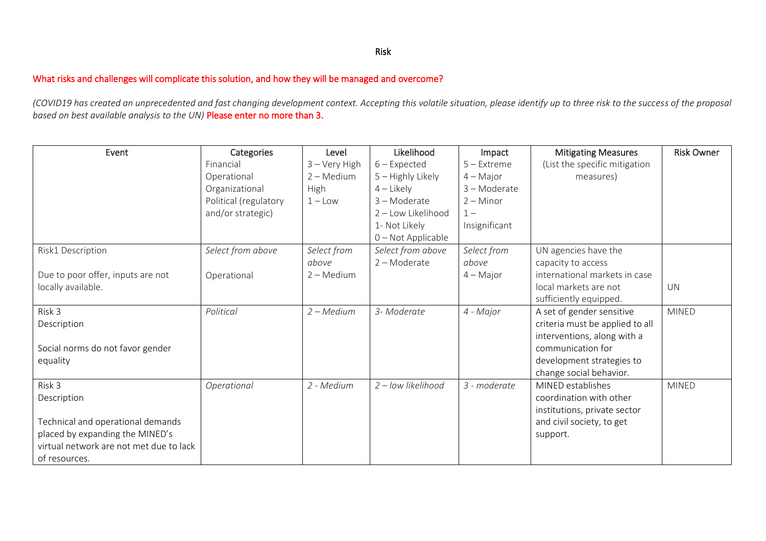Risk

What risks and challenges will complicate this solution, and how they will be managed and overcome?

*(COVID19 has created an unprecedented and fast changing development context. Accepting this volatile situation, please identify up to three risk to the success of the proposal based on best available analysis to the UN)* Please enter no more than 3.

| Event | Categories<br>Financial<br>Operational<br>Organizational<br>Political (regulatory and/or strategic) | Level<br>3 – Very High<br>2 – Medium High<br>1 – Low | Likelihood<br>6 – Expected<br>5 – Highly Likely<br>4 – Likely<br>3 – Moderate<br>2 – Low Likelihood<br>1- Not Likely<br>0 – Not Applicable | Impact<br>5 – Extreme<br>4 – Major<br>3 – Moderate<br>2 – Minor<br>1 – Insignificant | Mitigating Measures<br>(List the specific mitigation measures) | Risk Owner |
|---|---|---|---|---|---|---|
| Risk1 Description<br><br>Due to poor offer, inputs are not locally available. | *Select from above*<br><br>Operational | *Select from above*<br>2 – Medium | *Select from above*<br>2 – Moderate | *Select from above*<br>4 – Major | UN agencies have the capacity to access international markets in case local markets are not sufficiently equipped. | UN |
| Risk 3<br>Description<br><br>Social norms do not favor gender equality | *Political* | *2 – Medium* | *3- Moderate* | *4 - Major* | A set of gender sensitive criteria must be applied to all interventions, along with a communication for development strategies to change social behavior. | MINED |
| Risk 3<br>Description<br><br>Technical and operational demands placed by expanding the MINED's virtual network are not met due to lack of resources. | *Operational* | *2 - Medium* | *2 – low likelihood* | *3 - moderate* | MINED establishes coordination with other institutions, private sector and civil society, to get support. | MINED |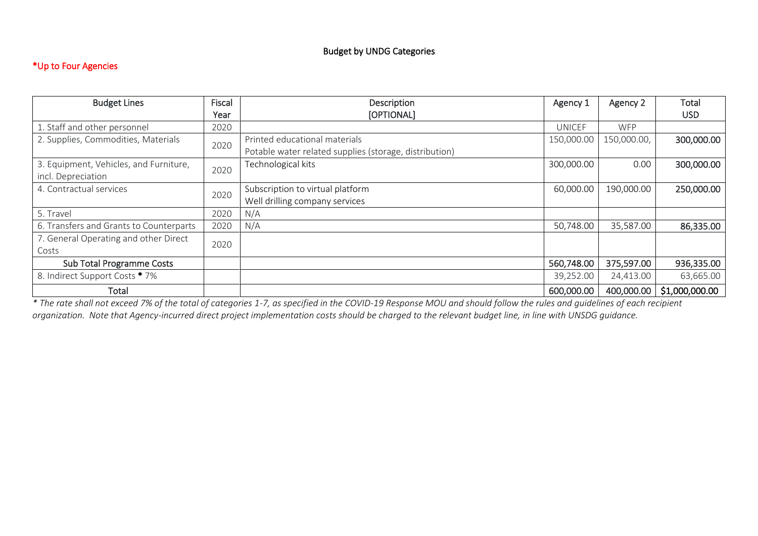# Budget by UNDG Categories

*Up to Four Agencies

| Budget Lines | Fiscal Year | Description [OPTIONAL] | Agency 1 | Agency 2 | Total USD |
|---|---|---|---|---|---|
| 1. Staff and other personnel | 2020 | | UNICEF | WFP | |
| 2. Supplies, Commodities, Materials | 2020 | Printed educational materials<br>Potable water related supplies (storage, distribution) | 150,000.00 | 150,000.00, | **300,000.00** |
| 3. Equipment, Vehicles, and Furniture, incl. Depreciation | 2020 | Technological kits | 300,000.00 | 0.00 | **300,000.00** |
| 4. Contractual services | 2020 | Subscription to virtual platform<br>Well drilling company services | 60,000.00 | 190,000.00 | **250,000.00** |
| 5. Travel | 2020 | N/A | | | |
| 6. Transfers and Grants to Counterparts | 2020 | N/A | 50,748.00 | 35,587.00 | **86,335.00** |
| 7. General Operating and other Direct Costs | 2020 | | | | |
| **Sub Total Programme Costs** | | | **560,748.00** | **375,597.00** | **936,335.00** |
| 8. Indirect Support Costs * 7% | | | 39,252.00 | 24,413.00 | 63,665.00 |
| **Total** | | | **600,000.00** | **400,000.00** | **$1,000,000.00** |

*\* The rate shall not exceed 7% of the total of categories 1-7, as specified in the COVID-19 Response MOU and should follow the rules and guidelines of each recipient organization. Note that Agency-incurred direct project implementation costs should be charged to the relevant budget line, in line with UNSDG guidance.*